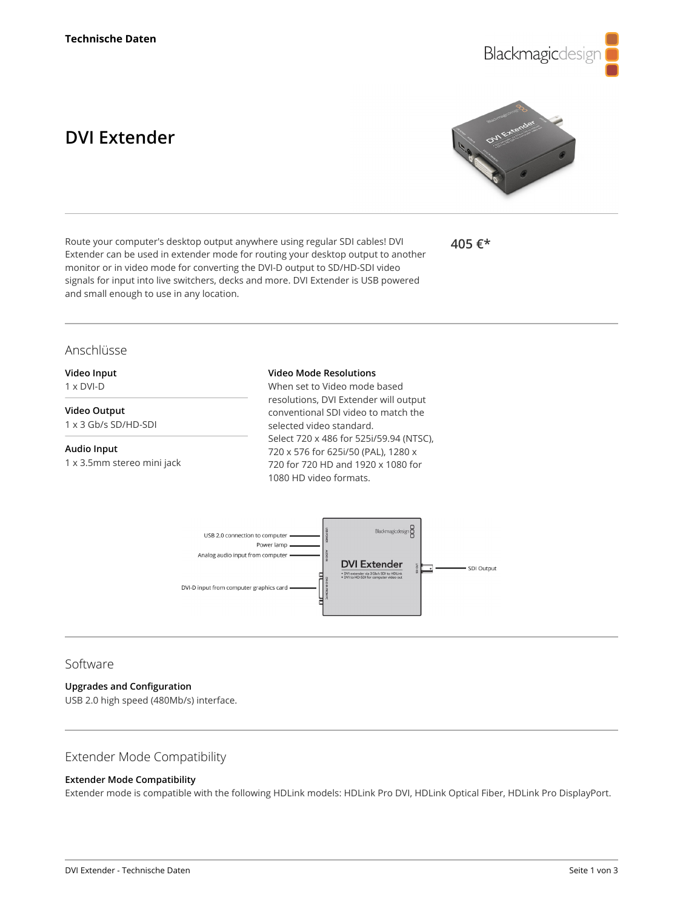Technische Daten

# DVI Extender

Route your computer's desktop output anywhere using regular SDI cables! DVI Extender can be used in extender mode for routing your desktop output to another monitor or in video mode for converting the DVI-D output to SD/HD-SDI video signals for input into live switchers, decks and more. DVI Extender is USB powered and small enough to use in any location.

405 €*

## Anschlüsse

**Video Input**
1 x DVI-D

**Video Output**
1 x 3 Gb/s SD/HD-SDI

**Audio Input**
1 x 3.5mm stereo mini jack

**Video Mode Resolutions**
When set to Video mode based resolutions, DVI Extender will output conventional SDI video to match the selected video standard.
Select 720 x 486 for 525i/59.94 (NTSC), 720 x 576 for 625i/50 (PAL), 1280 x 720 for 720 HD and 1920 x 1080 for 1080 HD video formats.

## Software

**Upgrades and Configuration**
USB 2.0 high speed (480Mb/s) interface.

## Extender Mode Compatibility

**Extender Mode Compatibility**
Extender mode is compatible with the following HDLink models: HDLink Pro DVI, HDLink Optical Fiber, HDLink Pro DisplayPort.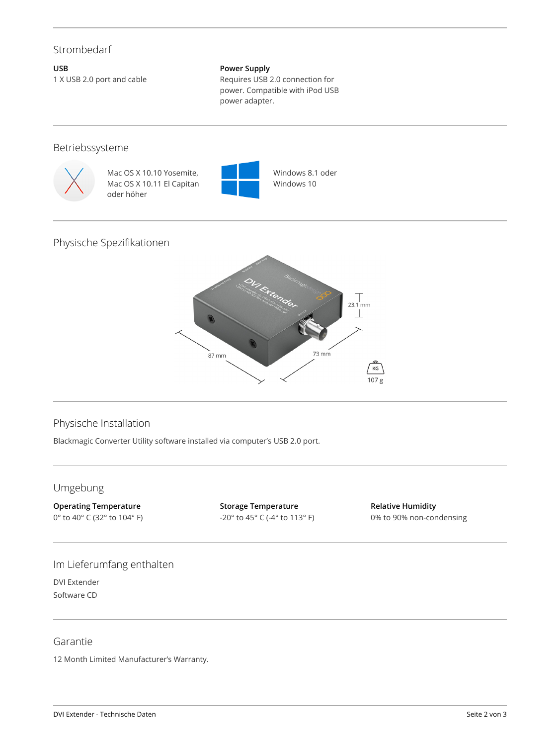## Strombedarf

**USB**
1 X USB 2.0 port and cable

**Power Supply**
Requires USB 2.0 connection for power. Compatible with iPod USB power adapter.

## Betriebssysteme

Mac OS X 10.10 Yosemite, Mac OS X 10.11 El Capitan oder höher

Windows 8.1 oder Windows 10

## Physische Spezifikationen

23.1 mm

87 mm

73 mm

107 g

## Physische Installation

Blackmagic Converter Utility software installed via computer's USB 2.0 port.

## Umgebung

**Operating Temperature**
0° to 40° C (32° to 104° F)

**Storage Temperature**
-20° to 45° C (-4° to 113° F)

**Relative Humidity**
0% to 90% non-condensing

## Im Lieferumfang enthalten

DVI Extender
Software CD

## Garantie

12 Month Limited Manufacturer's Warranty.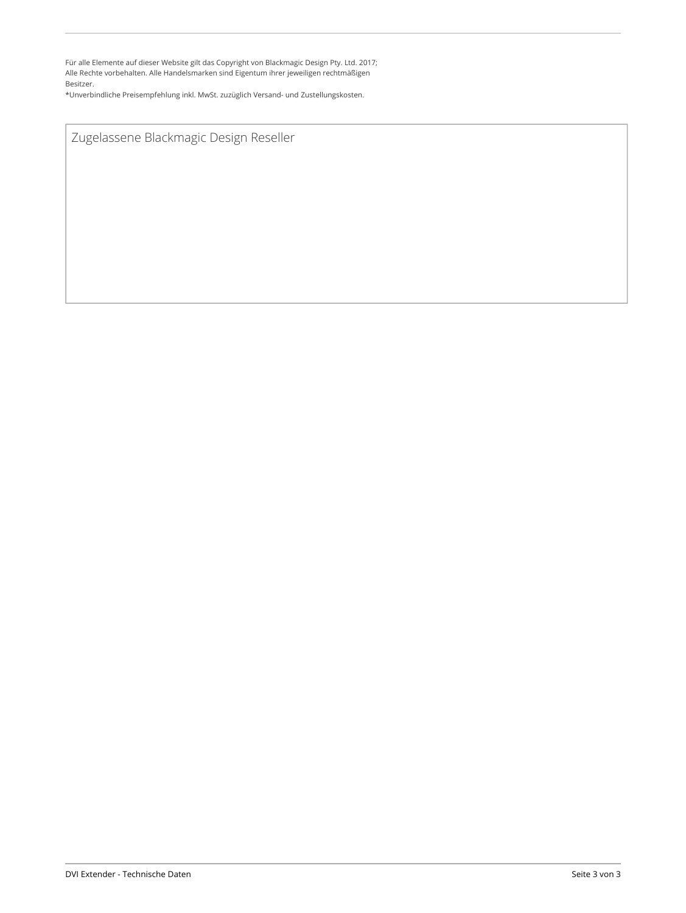Für alle Elemente auf dieser Website gilt das Copyright von Blackmagic Design Pty. Ltd. 2017;
Alle Rechte vorbehalten. Alle Handelsmarken sind Eigentum ihrer jeweiligen rechtmäßigen
Besitzer.
*Unverbindliche Preisempfehlung inkl. MwSt. zuzüglich Versand- und Zustellungskosten.

Zugelassene Blackmagic Design Reseller